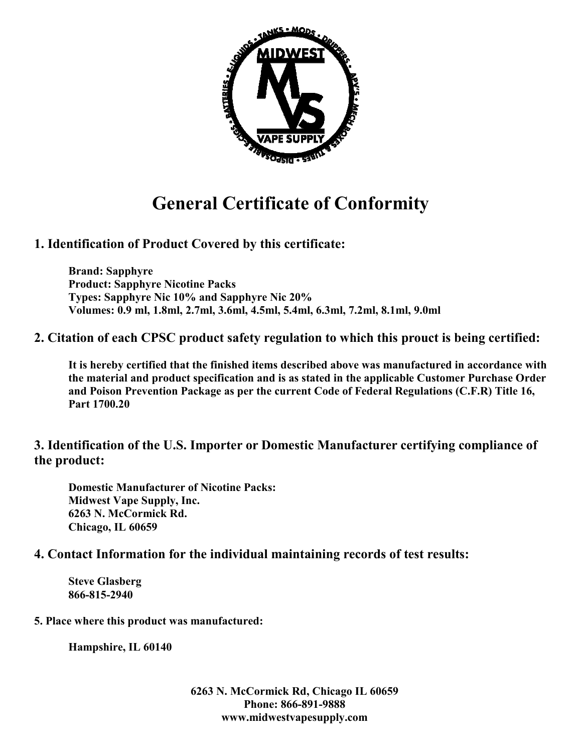# General Certificate of Conformity

## 1. Identification of Product Covered by this certificate:

**Brand: Sapphyre**
**Product: Sapphyre Nicotine Packs**
**Types: Sapphyre Nic 10% and Sapphyre Nic 20%**
**Volumes: 0.9 ml, 1.8ml, 2.7ml, 3.6ml, 4.5ml, 5.4ml, 6.3ml, 7.2ml, 8.1ml, 9.0ml**

## 2. Citation of each CPSC product safety regulation to which this prouct is being certified:

**It is hereby certified that the finished items described above was manufactured in accordance with the material and product specification and is as stated in the applicable Customer Purchase Order and Poison Prevention Package as per the current Code of Federal Regulations (C.F.R) Title 16, Part 1700.20**

## 3. Identification of the U.S. Importer or Domestic Manufacturer certifying compliance of the product:

**Domestic Manufacturer of Nicotine Packs:**
**Midwest Vape Supply, Inc.**
**6263 N. McCormick Rd.**
**Chicago, IL 60659**

## 4. Contact Information for the individual maintaining records of test results:

**Steve Glasberg**
**866-815-2940**

### 5. Place where this product was manufactured:

**Hampshire, IL 60140**

**6263 N. McCormick Rd, Chicago IL 60659**
**Phone: 866-891-9888**
**www.midwestvapesupply.com**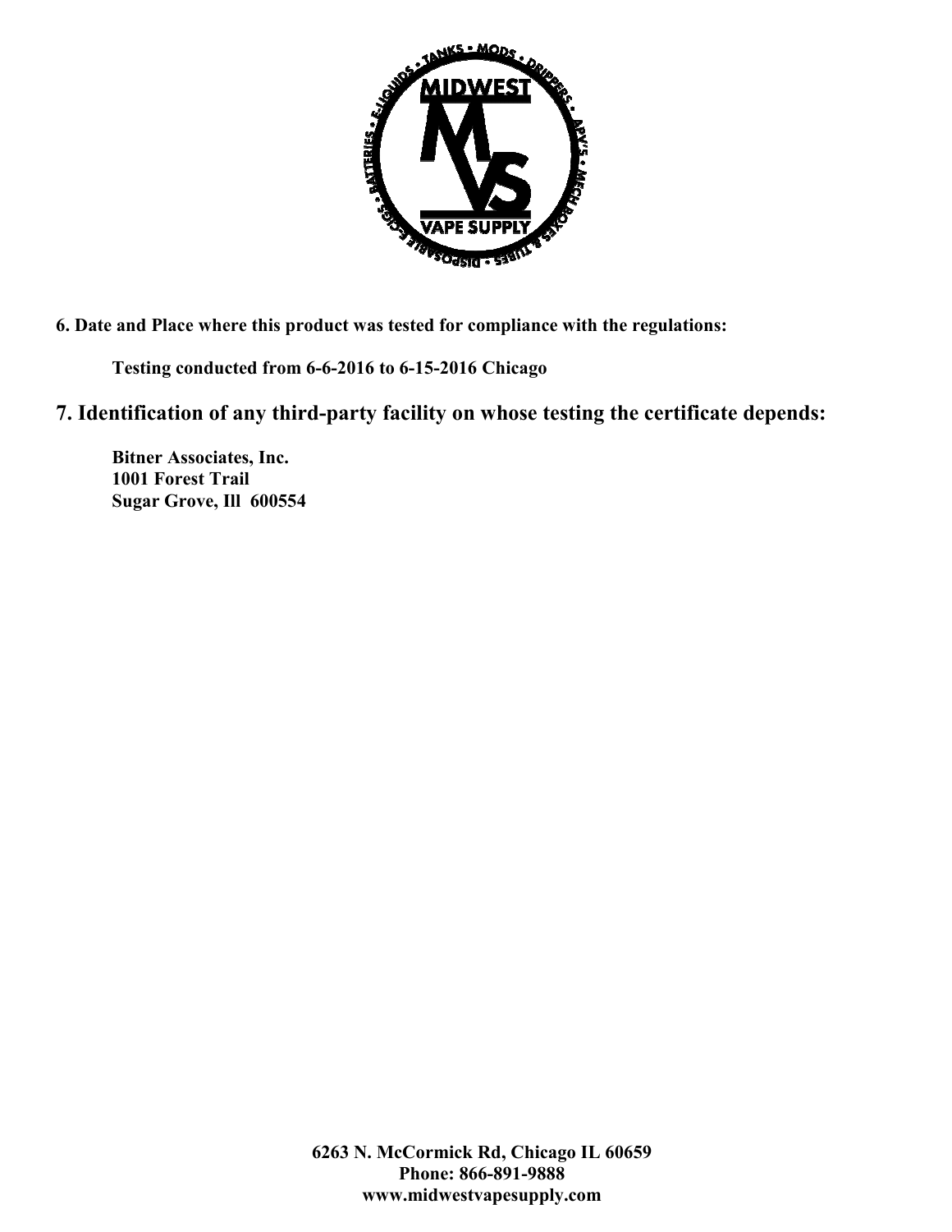**6. Date and Place where this product was tested for compliance with the regulations:**

**Testing conducted from 6-6-2016 to 6-15-2016 Chicago**

## 7. Identification of any third-party facility on whose testing the certificate depends:

**Bitner Associates, Inc.**
**1001 Forest Trail**
**Sugar Grove, Ill 600554**

**6263 N. McCormick Rd, Chicago IL 60659**
**Phone: 866-891-9888**
**www.midwestvapesupply.com**